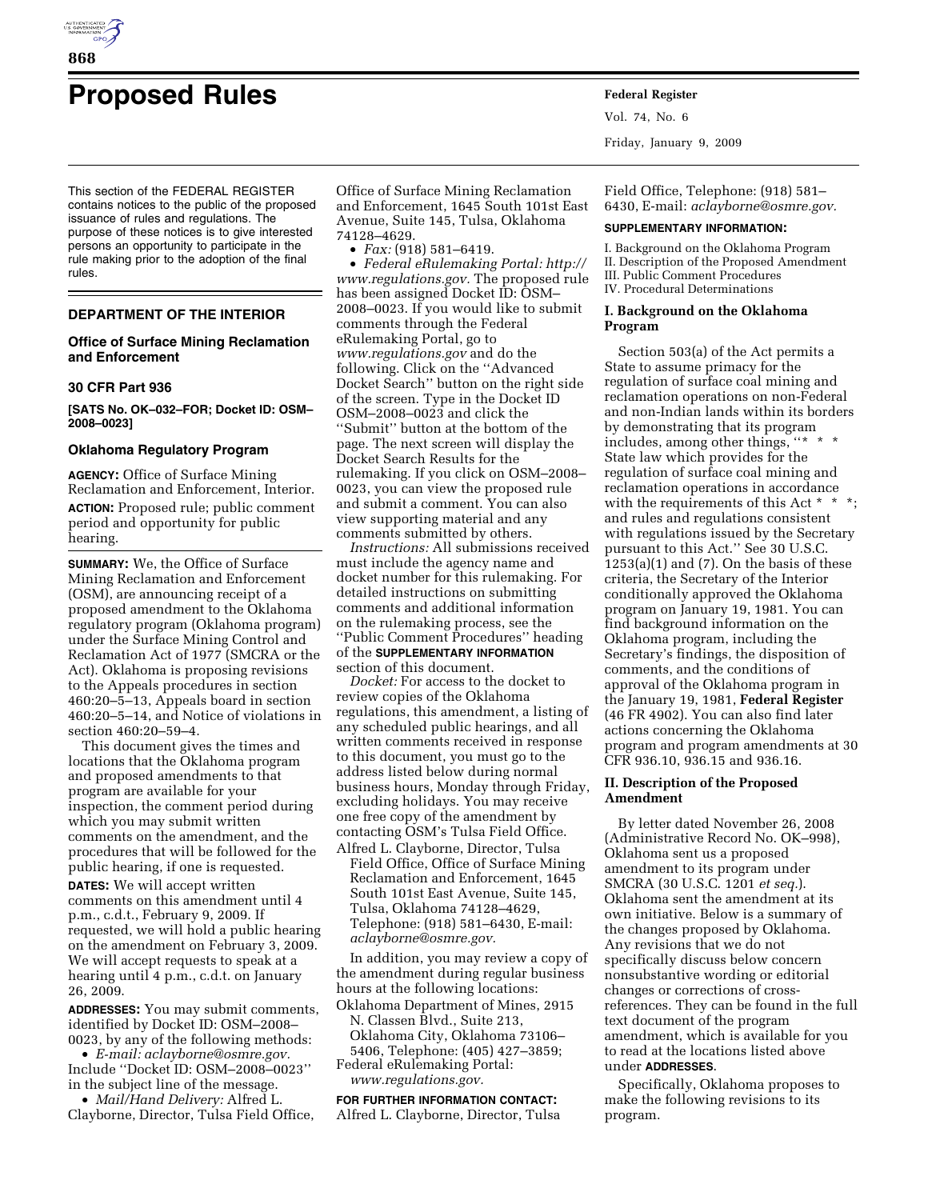# Proposed Rules

This section of the FEDERAL REGISTER contains notices to the public of the proposed issuance of rules and regulations. The purpose of these notices is to give interested persons an opportunity to participate in the rule making prior to the adoption of the final rules.

## DEPARTMENT OF THE INTERIOR

### Office of Surface Mining Reclamation and Enforcement

### 30 CFR Part 936

**[SATS No. OK–032–FOR; Docket ID: OSM–2008–0023]**

### Oklahoma Regulatory Program

**AGENCY:** Office of Surface Mining Reclamation and Enforcement, Interior.

**ACTION:** Proposed rule; public comment period and opportunity for public hearing.

**SUMMARY:** We, the Office of Surface Mining Reclamation and Enforcement (OSM), are announcing receipt of a proposed amendment to the Oklahoma regulatory program (Oklahoma program) under the Surface Mining Control and Reclamation Act of 1977 (SMCRA or the Act). Oklahoma is proposing revisions to the Appeals procedures in section 460:20–5–13, Appeals board in section 460:20–5–14, and Notice of violations in section 460:20–59–4.

This document gives the times and locations that the Oklahoma program and proposed amendments to that program are available for your inspection, the comment period during which you may submit written comments on the amendment, and the procedures that will be followed for the public hearing, if one is requested.

**DATES:** We will accept written comments on this amendment until 4 p.m., c.d.t., February 9, 2009. If requested, we will hold a public hearing on the amendment on February 3, 2009. We will accept requests to speak at a hearing until 4 p.m., c.d.t. on January 26, 2009.

**ADDRESSES:** You may submit comments, identified by Docket ID: OSM–2008–0023, by any of the following methods:

- *E-mail: aclayborne@osmre.gov.* Include ''Docket ID: OSM–2008–0023'' in the subject line of the message.
- *Mail/Hand Delivery:* Alfred L. Clayborne, Director, Tulsa Field Office, Office of Surface Mining Reclamation and Enforcement, 1645 South 101st East Avenue, Suite 145, Tulsa, Oklahoma 74128–4629.
- *Fax:* (918) 581–6419.
- *Federal eRulemaking Portal: http://www.regulations.gov.* The proposed rule has been assigned Docket ID: OSM–2008–0023. If you would like to submit comments through the Federal eRulemaking Portal, go to *www.regulations.gov* and do the following. Click on the ''Advanced Docket Search'' button on the right side of the screen. Type in the Docket ID OSM–2008–0023 and click the ''Submit'' button at the bottom of the page. The next screen will display the Docket Search Results for the rulemaking. If you click on OSM–2008–0023, you can view the proposed rule and submit a comment. You can also view supporting material and any comments submitted by others.

*Instructions:* All submissions received must include the agency name and docket number for this rulemaking. For detailed instructions on submitting comments and additional information on the rulemaking process, see the ''Public Comment Procedures'' heading of the **SUPPLEMENTARY INFORMATION** section of this document.

*Docket:* For access to the docket to review copies of the Oklahoma regulations, this amendment, a listing of any scheduled public hearings, and all written comments received in response to this document, you must go to the address listed below during normal business hours, Monday through Friday, excluding holidays. You may receive one free copy of the amendment by contacting OSM's Tulsa Field Office.

Alfred L. Clayborne, Director, Tulsa Field Office, Office of Surface Mining Reclamation and Enforcement, 1645 South 101st East Avenue, Suite 145, Tulsa, Oklahoma 74128–4629, Telephone: (918) 581–6430, E-mail: *aclayborne@osmre.gov.*

In addition, you may review a copy of the amendment during regular business hours at the following locations:

Oklahoma Department of Mines, 2915 N. Classen Blvd., Suite 213, Oklahoma City, Oklahoma 73106–5406, Telephone: (405) 427–3859;

Federal eRulemaking Portal: *www.regulations.gov.*

**FOR FURTHER INFORMATION CONTACT:** Alfred L. Clayborne, Director, Tulsa Field Office, Telephone: (918) 581–6430, E-mail: *aclayborne@osmre.gov.*

**SUPPLEMENTARY INFORMATION:**

I. Background on the Oklahoma Program
II. Description of the Proposed Amendment
III. Public Comment Procedures
IV. Procedural Determinations

### I. Background on the Oklahoma Program

Section 503(a) of the Act permits a State to assume primacy for the regulation of surface coal mining and reclamation operations on non-Federal and non-Indian lands within its borders by demonstrating that its program includes, among other things, ''* * * State law which provides for the regulation of surface coal mining and reclamation operations in accordance with the requirements of this Act * * *; and rules and regulations consistent with regulations issued by the Secretary pursuant to this Act.'' See 30 U.S.C. 1253(a)(1) and (7). On the basis of these criteria, the Secretary of the Interior conditionally approved the Oklahoma program on January 19, 1981. You can find background information on the Oklahoma program, including the Secretary's findings, the disposition of comments, and the conditions of approval of the Oklahoma program in the January 19, 1981, **Federal Register** (46 FR 4902). You can also find later actions concerning the Oklahoma program and program amendments at 30 CFR 936.10, 936.15 and 936.16.

### II. Description of the Proposed Amendment

By letter dated November 26, 2008 (Administrative Record No. OK–998), Oklahoma sent us a proposed amendment to its program under SMCRA (30 U.S.C. 1201 *et seq.*). Oklahoma sent the amendment at its own initiative. Below is a summary of the changes proposed by Oklahoma. Any revisions that we do not specifically discuss below concern nonsubstantive wording or editorial changes or corrections of cross-references. They can be found in the full text document of the program amendment, which is available for you to read at the locations listed above under **ADDRESSES**.

Specifically, Oklahoma proposes to make the following revisions to its program.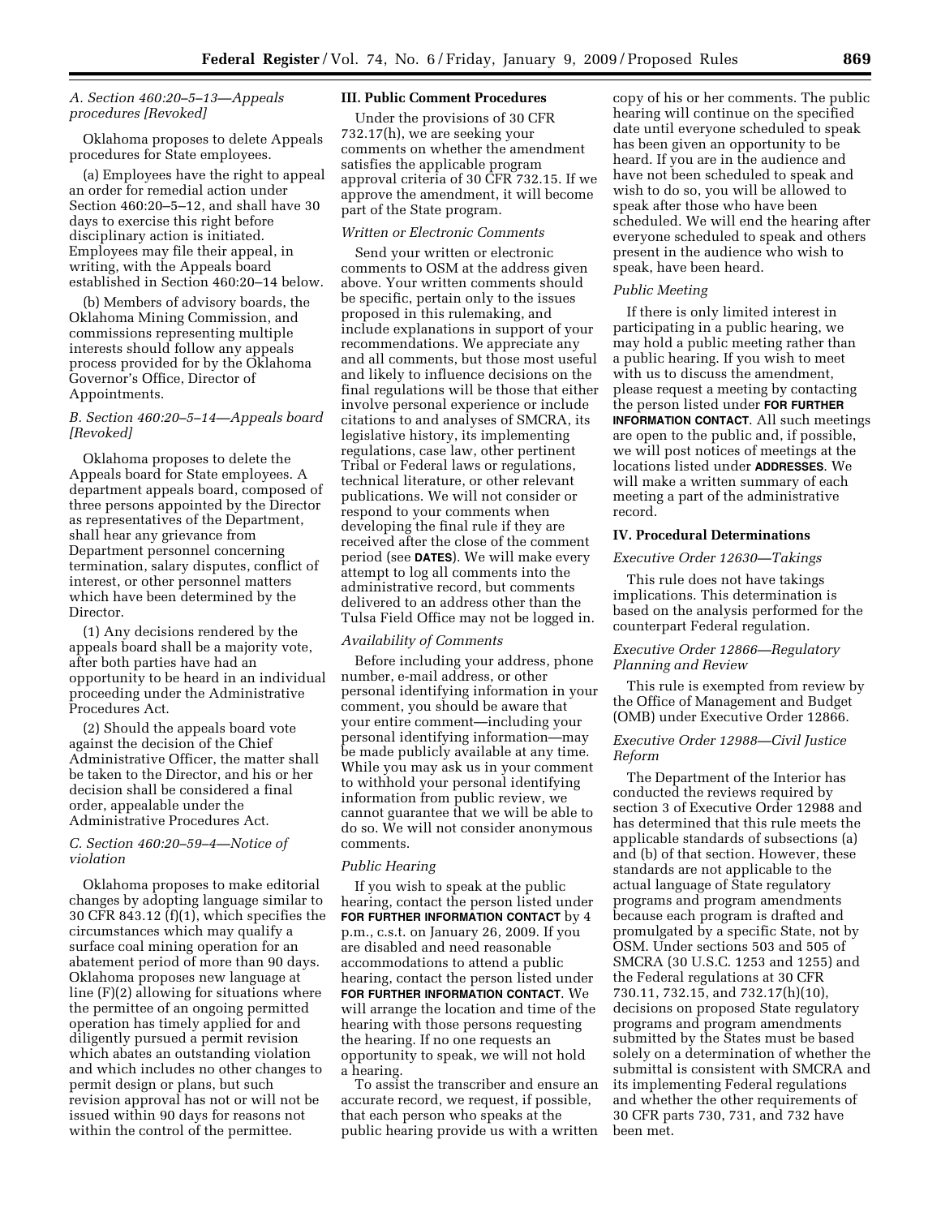### A. Section 460:20–5–13—Appeals procedures [Revoked]

Oklahoma proposes to delete Appeals procedures for State employees.

(a) Employees have the right to appeal an order for remedial action under Section 460:20–5–12, and shall have 30 days to exercise this right before disciplinary action is initiated. Employees may file their appeal, in writing, with the Appeals board established in Section 460:20–14 below.

(b) Members of advisory boards, the Oklahoma Mining Commission, and commissions representing multiple interests should follow any appeals process provided for by the Oklahoma Governor's Office, Director of Appointments.

### B. Section 460:20–5–14—Appeals board [Revoked]

Oklahoma proposes to delete the Appeals board for State employees. A department appeals board, composed of three persons appointed by the Director as representatives of the Department, shall hear any grievance from Department personnel concerning termination, salary disputes, conflict of interest, or other personnel matters which have been determined by the Director.

(1) Any decisions rendered by the appeals board shall be a majority vote, after both parties have had an opportunity to be heard in an individual proceeding under the Administrative Procedures Act.

(2) Should the appeals board vote against the decision of the Chief Administrative Officer, the matter shall be taken to the Director, and his or her decision shall be considered a final order, appealable under the Administrative Procedures Act.

### C. Section 460:20–59–4—Notice of violation

Oklahoma proposes to make editorial changes by adopting language similar to 30 CFR 843.12 (f)(1), which specifies the circumstances which may qualify a surface coal mining operation for an abatement period of more than 90 days. Oklahoma proposes new language at line (F)(2) allowing for situations where the permittee of an ongoing permitted operation has timely applied for and diligently pursued a permit revision which abates an outstanding violation and which includes no other changes to permit design or plans, but such revision approval has not or will not be issued within 90 days for reasons not within the control of the permittee.

## III. Public Comment Procedures

Under the provisions of 30 CFR 732.17(h), we are seeking your comments on whether the amendment satisfies the applicable program approval criteria of 30 CFR 732.15. If we approve the amendment, it will become part of the State program.

### Written or Electronic Comments

Send your written or electronic comments to OSM at the address given above. Your written comments should be specific, pertain only to the issues proposed in this rulemaking, and include explanations in support of your recommendations. We appreciate any and all comments, but those most useful and likely to influence decisions on the final regulations will be those that either involve personal experience or include citations to and analyses of SMCRA, its legislative history, its implementing regulations, case law, other pertinent Tribal or Federal laws or regulations, technical literature, or other relevant publications. We will not consider or respond to your comments when developing the final rule if they are received after the close of the comment period (see **DATES**). We will make every attempt to log all comments into the administrative record, but comments delivered to an address other than the Tulsa Field Office may not be logged in.

### Availability of Comments

Before including your address, phone number, e-mail address, or other personal identifying information in your comment, you should be aware that your entire comment—including your personal identifying information—may be made publicly available at any time. While you may ask us in your comment to withhold your personal identifying information from public review, we cannot guarantee that we will be able to do so. We will not consider anonymous comments.

### Public Hearing

If you wish to speak at the public hearing, contact the person listed under **FOR FURTHER INFORMATION CONTACT** by 4 p.m., c.s.t. on January 26, 2009. If you are disabled and need reasonable accommodations to attend a public hearing, contact the person listed under **FOR FURTHER INFORMATION CONTACT**. We will arrange the location and time of the hearing with those persons requesting the hearing. If no one requests an opportunity to speak, we will not hold a hearing.

To assist the transcriber and ensure an accurate record, we request, if possible, that each person who speaks at the public hearing provide us with a written copy of his or her comments. The public hearing will continue on the specified date until everyone scheduled to speak has been given an opportunity to be heard. If you are in the audience and have not been scheduled to speak and wish to do so, you will be allowed to speak after those who have been scheduled. We will end the hearing after everyone scheduled to speak and others present in the audience who wish to speak, have been heard.

### Public Meeting

If there is only limited interest in participating in a public hearing, we may hold a public meeting rather than a public hearing. If you wish to meet with us to discuss the amendment, please request a meeting by contacting the person listed under **FOR FURTHER INFORMATION CONTACT**. All such meetings are open to the public and, if possible, we will post notices of meetings at the locations listed under **ADDRESSES**. We will make a written summary of each meeting a part of the administrative record.

## IV. Procedural Determinations

### Executive Order 12630—Takings

This rule does not have takings implications. This determination is based on the analysis performed for the counterpart Federal regulation.

### Executive Order 12866—Regulatory Planning and Review

This rule is exempted from review by the Office of Management and Budget (OMB) under Executive Order 12866.

### Executive Order 12988—Civil Justice Reform

The Department of the Interior has conducted the reviews required by section 3 of Executive Order 12988 and has determined that this rule meets the applicable standards of subsections (a) and (b) of that section. However, these standards are not applicable to the actual language of State regulatory programs and program amendments because each program is drafted and promulgated by a specific State, not by OSM. Under sections 503 and 505 of SMCRA (30 U.S.C. 1253 and 1255) and the Federal regulations at 30 CFR 730.11, 732.15, and 732.17(h)(10), decisions on proposed State regulatory programs and program amendments submitted by the States must be based solely on a determination of whether the submittal is consistent with SMCRA and its implementing Federal regulations and whether the other requirements of 30 CFR parts 730, 731, and 732 have been met.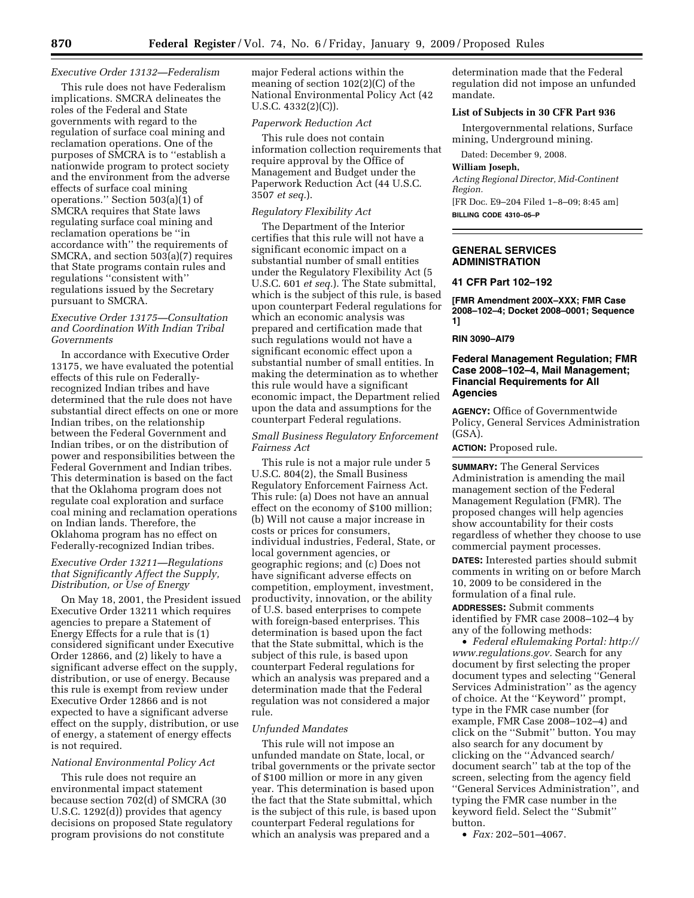*Executive Order 13132—Federalism*

This rule does not have Federalism implications. SMCRA delineates the roles of the Federal and State governments with regard to the regulation of surface coal mining and reclamation operations. One of the purposes of SMCRA is to ''establish a nationwide program to protect society and the environment from the adverse effects of surface coal mining operations.'' Section 503(a)(1) of SMCRA requires that State laws regulating surface coal mining and reclamation operations be ''in accordance with'' the requirements of SMCRA, and section 503(a)(7) requires that State programs contain rules and regulations ''consistent with'' regulations issued by the Secretary pursuant to SMCRA.

*Executive Order 13175—Consultation and Coordination With Indian Tribal Governments*

In accordance with Executive Order 13175, we have evaluated the potential effects of this rule on Federally-recognized Indian tribes and have determined that the rule does not have substantial direct effects on one or more Indian tribes, on the relationship between the Federal Government and Indian tribes, or on the distribution of power and responsibilities between the Federal Government and Indian tribes. This determination is based on the fact that the Oklahoma program does not regulate coal exploration and surface coal mining and reclamation operations on Indian lands. Therefore, the Oklahoma program has no effect on Federally-recognized Indian tribes.

*Executive Order 13211—Regulations That Significantly Affect the Supply, Distribution, or Use of Energy*

On May 18, 2001, the President issued Executive Order 13211 which requires agencies to prepare a Statement of Energy Effects for a rule that is (1) considered significant under Executive Order 12866, and (2) likely to have a significant adverse effect on the supply, distribution, or use of energy. Because this rule is exempt from review under Executive Order 12866 and is not expected to have a significant adverse effect on the supply, distribution, or use of energy, a statement of energy effects is not required.

*National Environmental Policy Act*

This rule does not require an environmental impact statement because section 702(d) of SMCRA (30 U.S.C. 1292(d)) provides that agency decisions on proposed State regulatory program provisions do not constitute major Federal actions within the meaning of section 102(2)(C) of the National Environmental Policy Act (42 U.S.C. 4332(2)(C)).

*Paperwork Reduction Act*

This rule does not contain information collection requirements that require approval by the Office of Management and Budget under the Paperwork Reduction Act (44 U.S.C. 3507 *et seq.*).

*Regulatory Flexibility Act*

The Department of the Interior certifies that this rule will not have a significant economic impact on a substantial number of small entities under the Regulatory Flexibility Act (5 U.S.C. 601 *et seq.*). The State submittal, which is the subject of this rule, is based upon counterpart Federal regulations for which an economic analysis was prepared and certification made that such regulations would not have a significant economic effect upon a substantial number of small entities. In making the determination as to whether this rule would have a significant economic impact, the Department relied upon the data and assumptions for the counterpart Federal regulations.

*Small Business Regulatory Enforcement Fairness Act*

This rule is not a major rule under 5 U.S.C. 804(2), the Small Business Regulatory Enforcement Fairness Act. This rule: (a) Does not have an annual effect on the economy of $100 million; (b) Will not cause a major increase in costs or prices for consumers, individual industries, Federal, State, or local government agencies, or geographic regions; and (c) Does not have significant adverse effects on competition, employment, investment, productivity, innovation, or the ability of U.S. based enterprises to compete with foreign-based enterprises. This determination is based upon the fact that the State submittal, which is the subject of this rule, is based upon counterpart Federal regulations for which an analysis was prepared and a determination made that the Federal regulation was not considered a major rule.

*Unfunded Mandates*

This rule will not impose an unfunded mandate on State, local, or tribal governments or the private sector of $100 million or more in any given year. This determination is based upon the fact that the State submittal, which is the subject of this rule, is based upon counterpart Federal regulations for which an analysis was prepared and a determination made that the Federal regulation did not impose an unfunded mandate.

**List of Subjects in 30 CFR Part 936**

Intergovernmental relations, Surface mining, Underground mining.

Dated: December 9, 2008.

**William Joseph,**

*Acting Regional Director, Mid-Continent Region.*

[FR Doc. E9–204 Filed 1–8–09; 8:45 am]

**BILLING CODE 4310–05–P**

---

## GENERAL SERVICES ADMINISTRATION

### 41 CFR Part 102–192

**[FMR Amendment 200X–XXX; FMR Case 2008–102–4; Docket 2008–0001; Sequence 1]**

**RIN 3090–AI79**

### Federal Management Regulation; FMR Case 2008–102–4, Mail Management; Financial Requirements for All Agencies

**AGENCY:** Office of Governmentwide Policy, General Services Administration (GSA).

**ACTION:** Proposed rule.

**SUMMARY:** The General Services Administration is amending the mail management section of the Federal Management Regulation (FMR). The proposed changes will help agencies show accountability for their costs regardless of whether they choose to use commercial payment processes.

**DATES:** Interested parties should submit comments in writing on or before March 10, 2009 to be considered in the formulation of a final rule.

**ADDRESSES:** Submit comments identified by FMR case 2008–102–4 by any of the following methods:

- *Federal eRulemaking Portal: http://www.regulations.gov.* Search for any document by first selecting the proper document types and selecting ''General Services Administration'' as the agency of choice. At the ''Keyword'' prompt, type in the FMR case number (for example, FMR Case 2008–102–4) and click on the ''Submit'' button. You may also search for any document by clicking on the ''Advanced search/document search'' tab at the top of the screen, selecting from the agency field ''General Services Administration'', and typing the FMR case number in the keyword field. Select the ''Submit'' button.
- *Fax:* 202–501–4067.